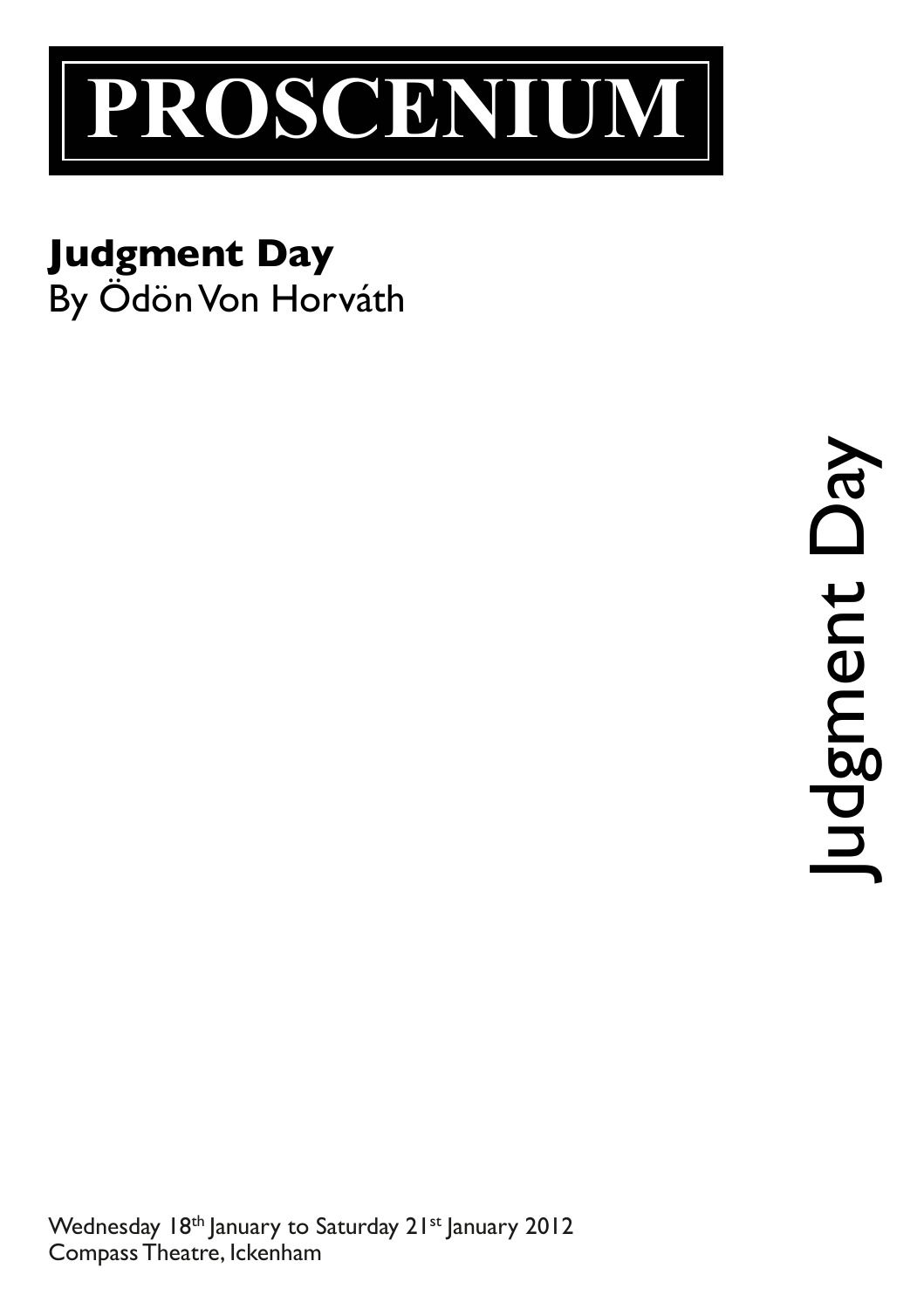# PROSCENIUM

**Judgment Day**
By Ödön Von Horváth

Judgment Day

Wednesday 18th January to Saturday 21st January 2012
Compass Theatre, Ickenham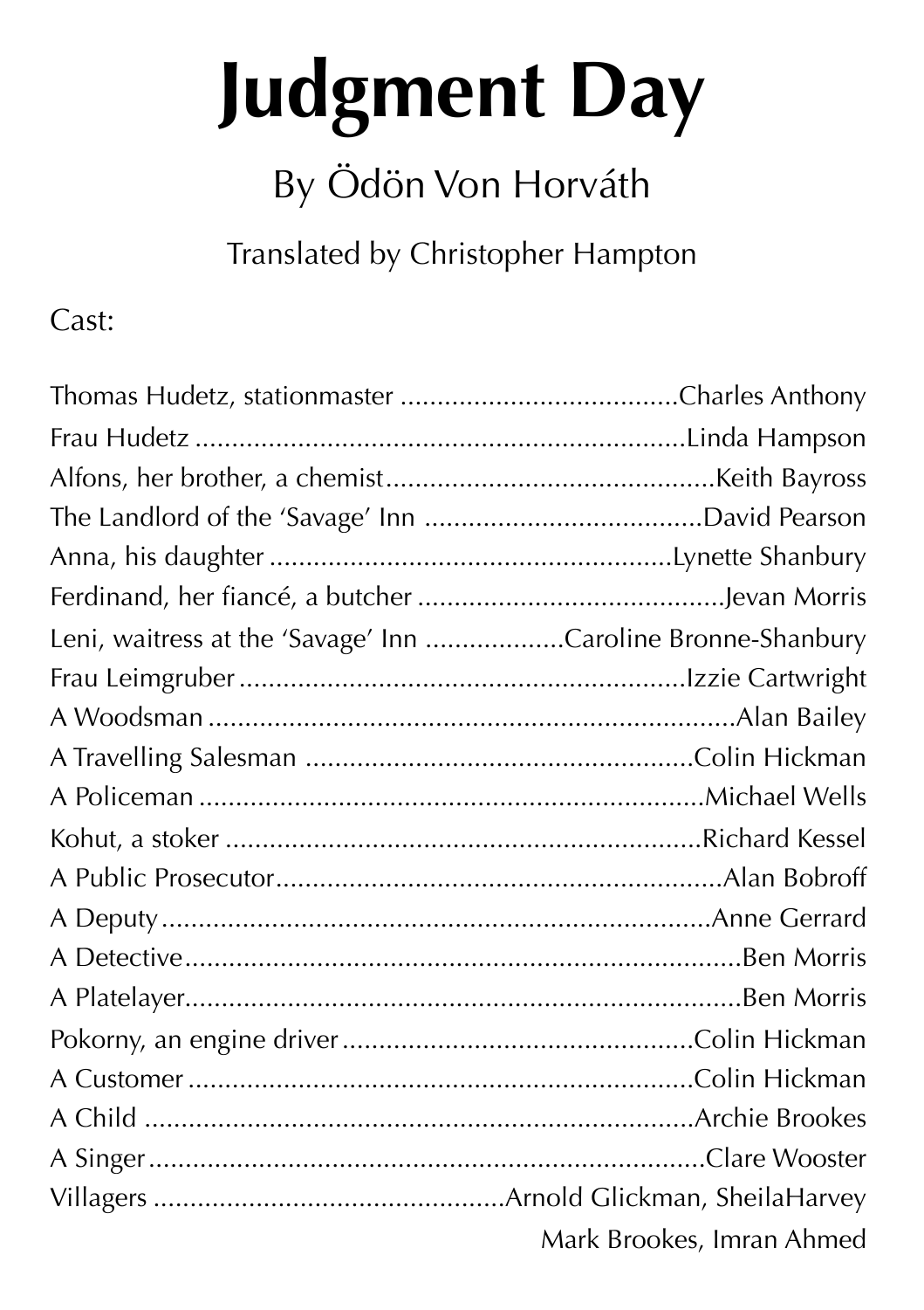# Judgment Day

By Ödön Von Horváth

Translated by Christopher Hampton

Cast:

Thomas Hudetz, stationmaster ......................................Charles Anthony
Frau Hudetz ...................................................................Linda Hampson
Alfons, her brother, a chemist.............................................Keith Bayross
The Landlord of the 'Savage' Inn ......................................David Pearson
Anna, his daughter ........................................................Lynette Shanbury
Ferdinand, her fiancé, a butcher ..........................................Jevan Morris
Leni, waitress at the 'Savage' Inn ...................Caroline Bronne-Shanbury
Frau Leimgruber ..............................................................Izzie Cartwright
A Woodsman ........................................................................Alan Bailey
A Travelling Salesman .....................................................Colin Hickman
A Policeman .....................................................................Michael Wells
Kohut, a stoker ..................................................................Richard Kessel
A Public Prosecutor............................................................Alan Bobroff
A Deputy ..........................................................................Anne Gerrard
A Detective...........................................................................Ben Morris
A Platelayer..........................................................................Ben Morris
Pokorny, an engine driver ................................................Colin Hickman
A Customer ......................................................................Colin Hickman
A Child ............................................................................Archie Brookes
A Singer...........................................................................Clare Wooster
Villagers ...............................................Arnold Glickman, SheilaHarvey
Mark Brookes, Imran Ahmed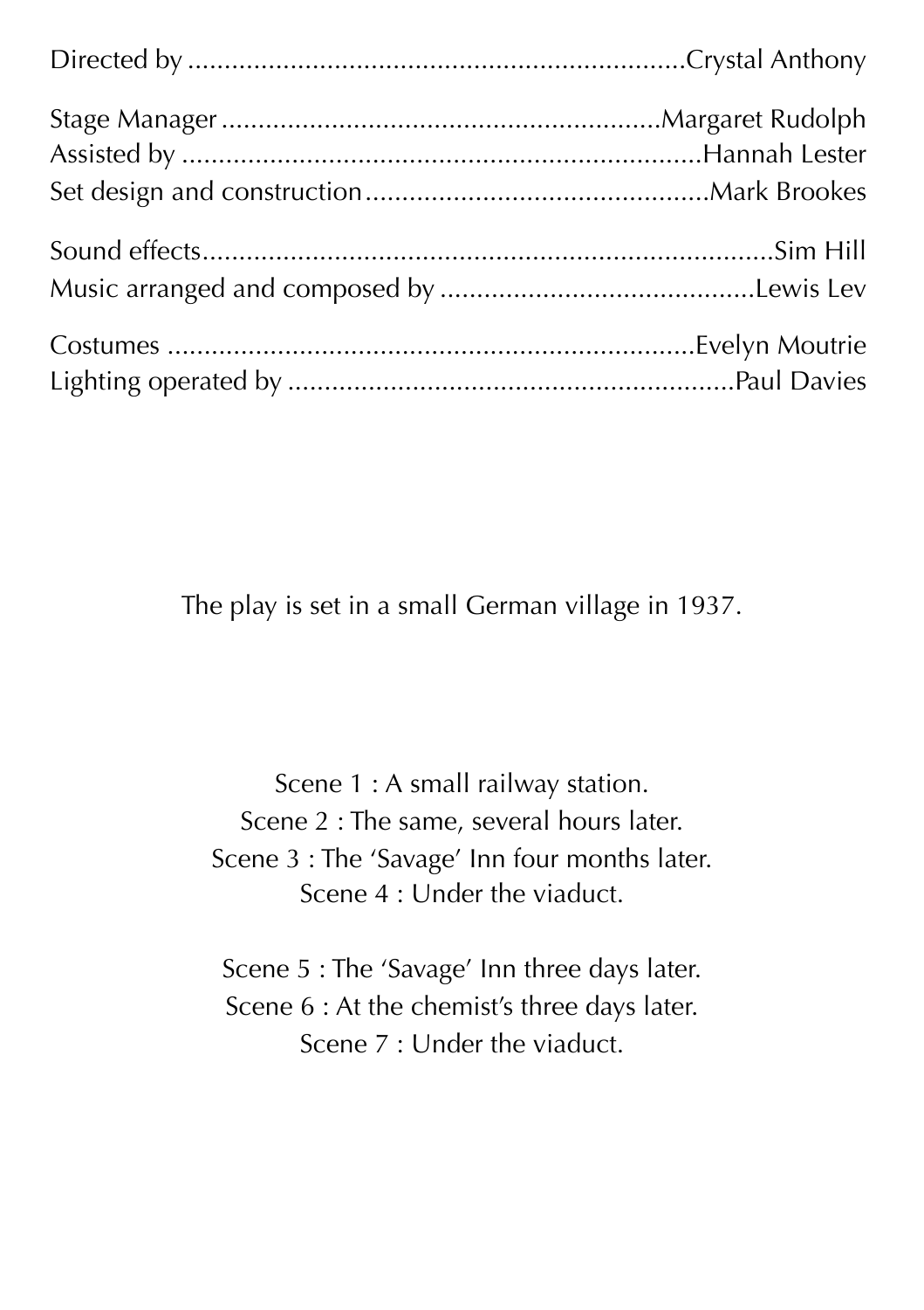Directed by ................................................................... Crystal Anthony

Stage Manager ............................................................ Margaret Rudolph
Assisted by ..................................................................... Hannah Lester
Set design and construction ............................................... Mark Brookes

Sound effects ...................................................................... Sim Hill
Music arranged and composed by ........................................... Lewis Lev

Costumes ....................................................................... Evelyn Moutrie
Lighting operated by ............................................................ Paul Davies

The play is set in a small German village in 1937.

Scene 1 : A small railway station.
Scene 2 : The same, several hours later.
Scene 3 : The 'Savage' Inn four months later.
Scene 4 : Under the viaduct.

Scene 5 : The 'Savage' Inn three days later.
Scene 6 : At the chemist's three days later.
Scene 7 : Under the viaduct.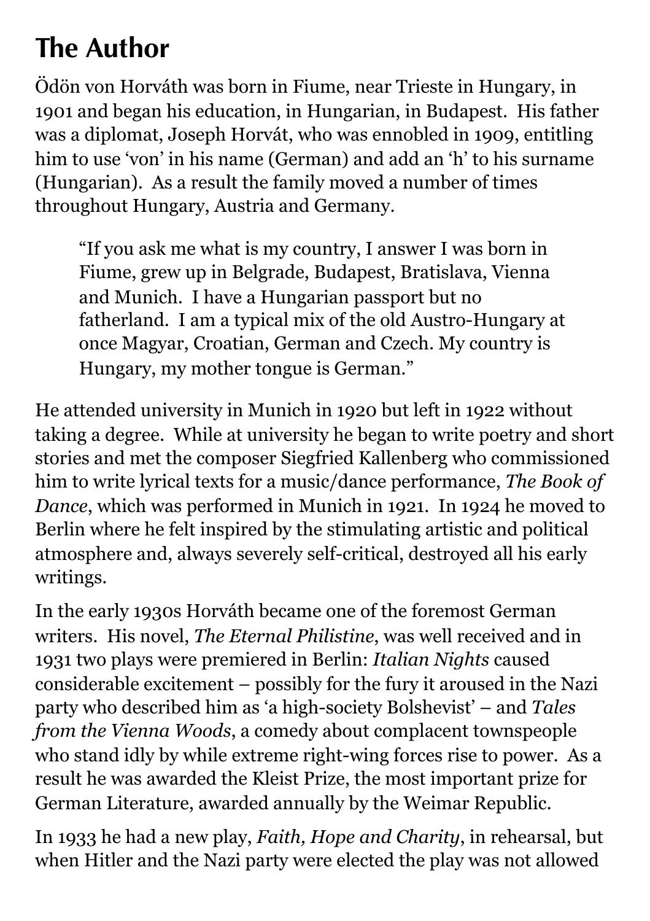# The Author

Ödön von Horváth was born in Fiume, near Trieste in Hungary, in 1901 and began his education, in Hungarian, in Budapest. His father was a diplomat, Joseph Horvát, who was ennobled in 1909, entitling him to use 'von' in his name (German) and add an 'h' to his surname (Hungarian). As a result the family moved a number of times throughout Hungary, Austria and Germany.

> "If you ask me what is my country, I answer I was born in Fiume, grew up in Belgrade, Budapest, Bratislava, Vienna and Munich. I have a Hungarian passport but no fatherland. I am a typical mix of the old Austro-Hungary at once Magyar, Croatian, German and Czech. My country is Hungary, my mother tongue is German."

He attended university in Munich in 1920 but left in 1922 without taking a degree. While at university he began to write poetry and short stories and met the composer Siegfried Kallenberg who commissioned him to write lyrical texts for a music/dance performance, *The Book of Dance*, which was performed in Munich in 1921. In 1924 he moved to Berlin where he felt inspired by the stimulating artistic and political atmosphere and, always severely self-critical, destroyed all his early writings.

In the early 1930s Horváth became one of the foremost German writers. His novel, *The Eternal Philistine*, was well received and in 1931 two plays were premiered in Berlin: *Italian Nights* caused considerable excitement – possibly for the fury it aroused in the Nazi party who described him as 'a high-society Bolshevist' – and *Tales from the Vienna Woods*, a comedy about complacent townspeople who stand idly by while extreme right-wing forces rise to power. As a result he was awarded the Kleist Prize, the most important prize for German Literature, awarded annually by the Weimar Republic.

In 1933 he had a new play, *Faith, Hope and Charity*, in rehearsal, but when Hitler and the Nazi party were elected the play was not allowed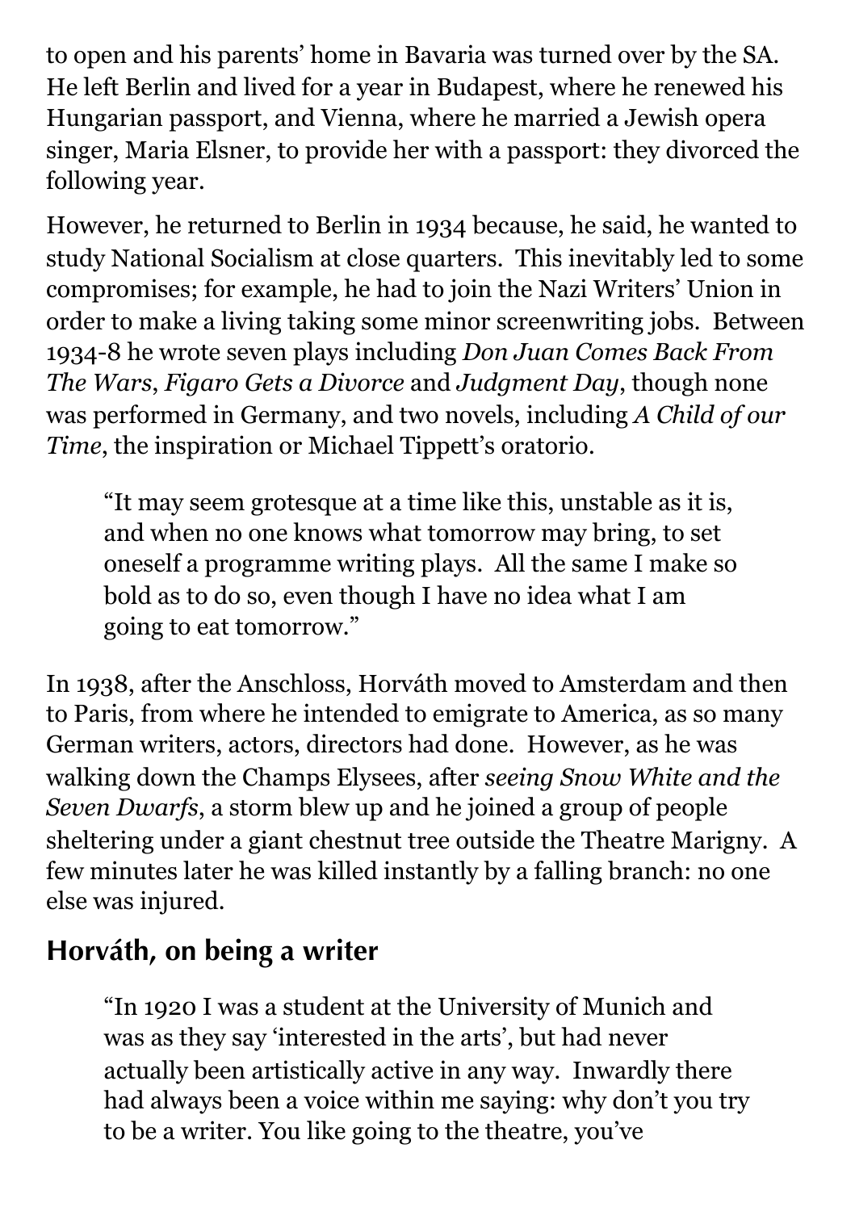to open and his parents' home in Bavaria was turned over by the SA. He left Berlin and lived for a year in Budapest, where he renewed his Hungarian passport, and Vienna, where he married a Jewish opera singer, Maria Elsner, to provide her with a passport: they divorced the following year.

However, he returned to Berlin in 1934 because, he said, he wanted to study National Socialism at close quarters. This inevitably led to some compromises; for example, he had to join the Nazi Writers' Union in order to make a living taking some minor screenwriting jobs. Between 1934-8 he wrote seven plays including *Don Juan Comes Back From The Wars*, *Figaro Gets a Divorce* and *Judgment Day*, though none was performed in Germany, and two novels, including *A Child of our Time*, the inspiration or Michael Tippett's oratorio.

> "It may seem grotesque at a time like this, unstable as it is, and when no one knows what tomorrow may bring, to set oneself a programme writing plays. All the same I make so bold as to do so, even though I have no idea what I am going to eat tomorrow."

In 1938, after the Anschloss, Horváth moved to Amsterdam and then to Paris, from where he intended to emigrate to America, as so many German writers, actors, directors had done. However, as he was walking down the Champs Elysees, after *seeing Snow White and the Seven Dwarfs*, a storm blew up and he joined a group of people sheltering under a giant chestnut tree outside the Theatre Marigny. A few minutes later he was killed instantly by a falling branch: no one else was injured.

## Horváth, on being a writer

> "In 1920 I was a student at the University of Munich and was as they say 'interested in the arts', but had never actually been artistically active in any way. Inwardly there had always been a voice within me saying: why don't you try to be a writer. You like going to the theatre, you've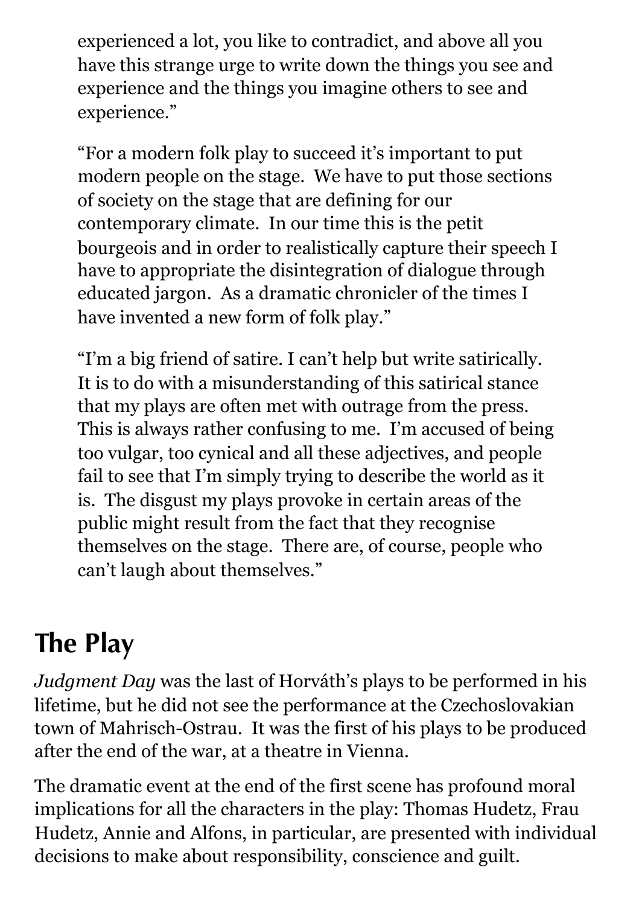experienced a lot, you like to contradict, and above all you have this strange urge to write down the things you see and experience and the things you imagine others to see and experience."

"For a modern folk play to succeed it's important to put modern people on the stage. We have to put those sections of society on the stage that are defining for our contemporary climate. In our time this is the petit bourgeois and in order to realistically capture their speech I have to appropriate the disintegration of dialogue through educated jargon. As a dramatic chronicler of the times I have invented a new form of folk play."

"I'm a big friend of satire. I can't help but write satirically. It is to do with a misunderstanding of this satirical stance that my plays are often met with outrage from the press. This is always rather confusing to me. I'm accused of being too vulgar, too cynical and all these adjectives, and people fail to see that I'm simply trying to describe the world as it is. The disgust my plays provoke in certain areas of the public might result from the fact that they recognise themselves on the stage. There are, of course, people who can't laugh about themselves."

## The Play

*Judgment Day* was the last of Horváth's plays to be performed in his lifetime, but he did not see the performance at the Czechoslovakian town of Mahrisch-Ostrau. It was the first of his plays to be produced after the end of the war, at a theatre in Vienna.

The dramatic event at the end of the first scene has profound moral implications for all the characters in the play: Thomas Hudetz, Frau Hudetz, Annie and Alfons, in particular, are presented with individual decisions to make about responsibility, conscience and guilt.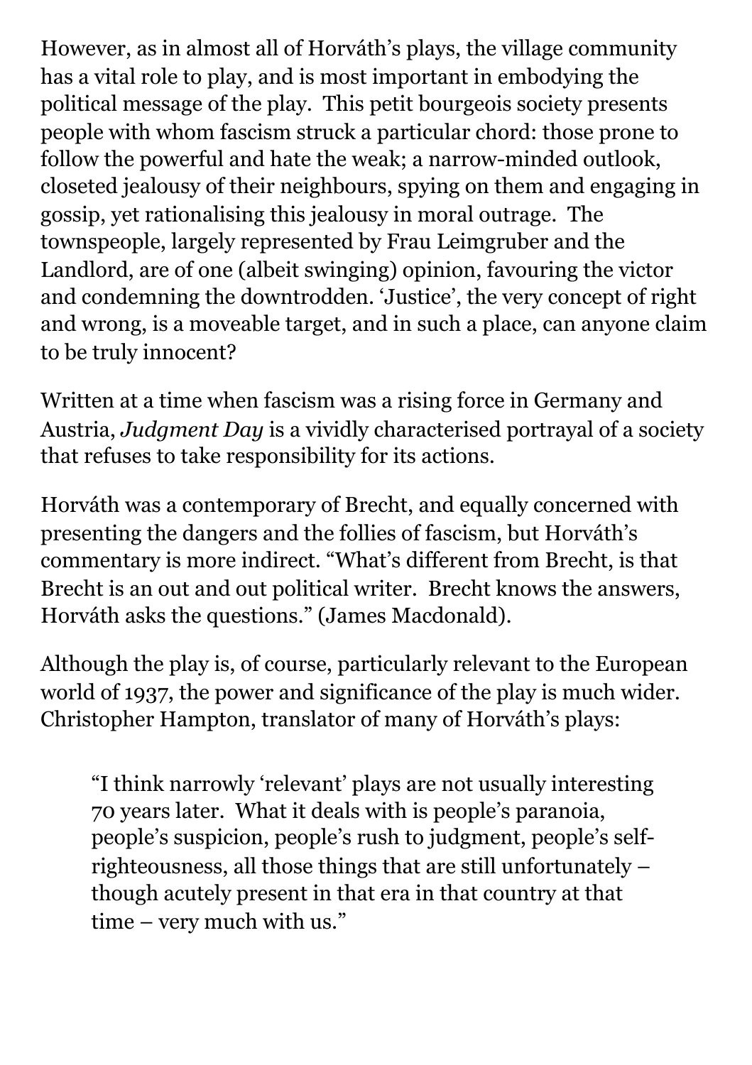However, as in almost all of Horváth's plays, the village community has a vital role to play, and is most important in embodying the political message of the play. This petit bourgeois society presents people with whom fascism struck a particular chord: those prone to follow the powerful and hate the weak; a narrow-minded outlook, closeted jealousy of their neighbours, spying on them and engaging in gossip, yet rationalising this jealousy in moral outrage. The townspeople, largely represented by Frau Leimgruber and the Landlord, are of one (albeit swinging) opinion, favouring the victor and condemning the downtrodden. 'Justice', the very concept of right and wrong, is a moveable target, and in such a place, can anyone claim to be truly innocent?

Written at a time when fascism was a rising force in Germany and Austria, *Judgment Day* is a vividly characterised portrayal of a society that refuses to take responsibility for its actions.

Horváth was a contemporary of Brecht, and equally concerned with presenting the dangers and the follies of fascism, but Horváth's commentary is more indirect. "What's different from Brecht, is that Brecht is an out and out political writer. Brecht knows the answers, Horváth asks the questions." (James Macdonald).

Although the play is, of course, particularly relevant to the European world of 1937, the power and significance of the play is much wider. Christopher Hampton, translator of many of Horváth's plays:

> "I think narrowly 'relevant' plays are not usually interesting 70 years later. What it deals with is people's paranoia, people's suspicion, people's rush to judgment, people's self-righteousness, all those things that are still unfortunately – though acutely present in that era in that country at that time – very much with us."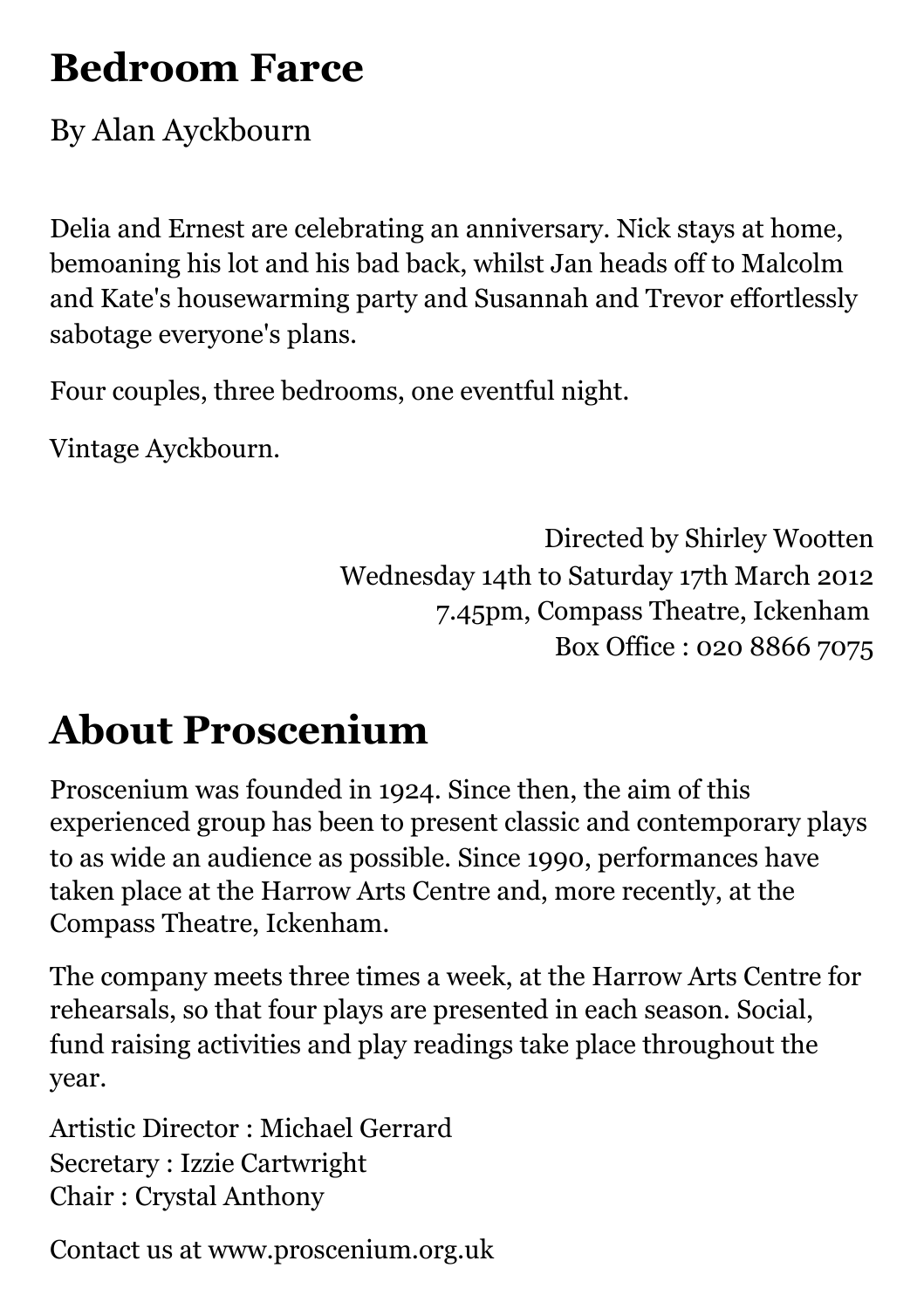# Bedroom Farce

By Alan Ayckbourn

Delia and Ernest are celebrating an anniversary. Nick stays at home, bemoaning his lot and his bad back, whilst Jan heads off to Malcolm and Kate's housewarming party and Susannah and Trevor effortlessly sabotage everyone's plans.

Four couples, three bedrooms, one eventful night.

Vintage Ayckbourn.

Directed by Shirley Wootten
Wednesday 14th to Saturday 17th March 2012
7.45pm, Compass Theatre, Ickenham
Box Office : 020 8866 7075

# About Proscenium

Proscenium was founded in 1924. Since then, the aim of this experienced group has been to present classic and contemporary plays to as wide an audience as possible. Since 1990, performances have taken place at the Harrow Arts Centre and, more recently, at the Compass Theatre, Ickenham.

The company meets three times a week, at the Harrow Arts Centre for rehearsals, so that four plays are presented in each season. Social, fund raising activities and play readings take place throughout the year.

Artistic Director : Michael Gerrard
Secretary : Izzie Cartwright
Chair : Crystal Anthony

Contact us at www.proscenium.org.uk